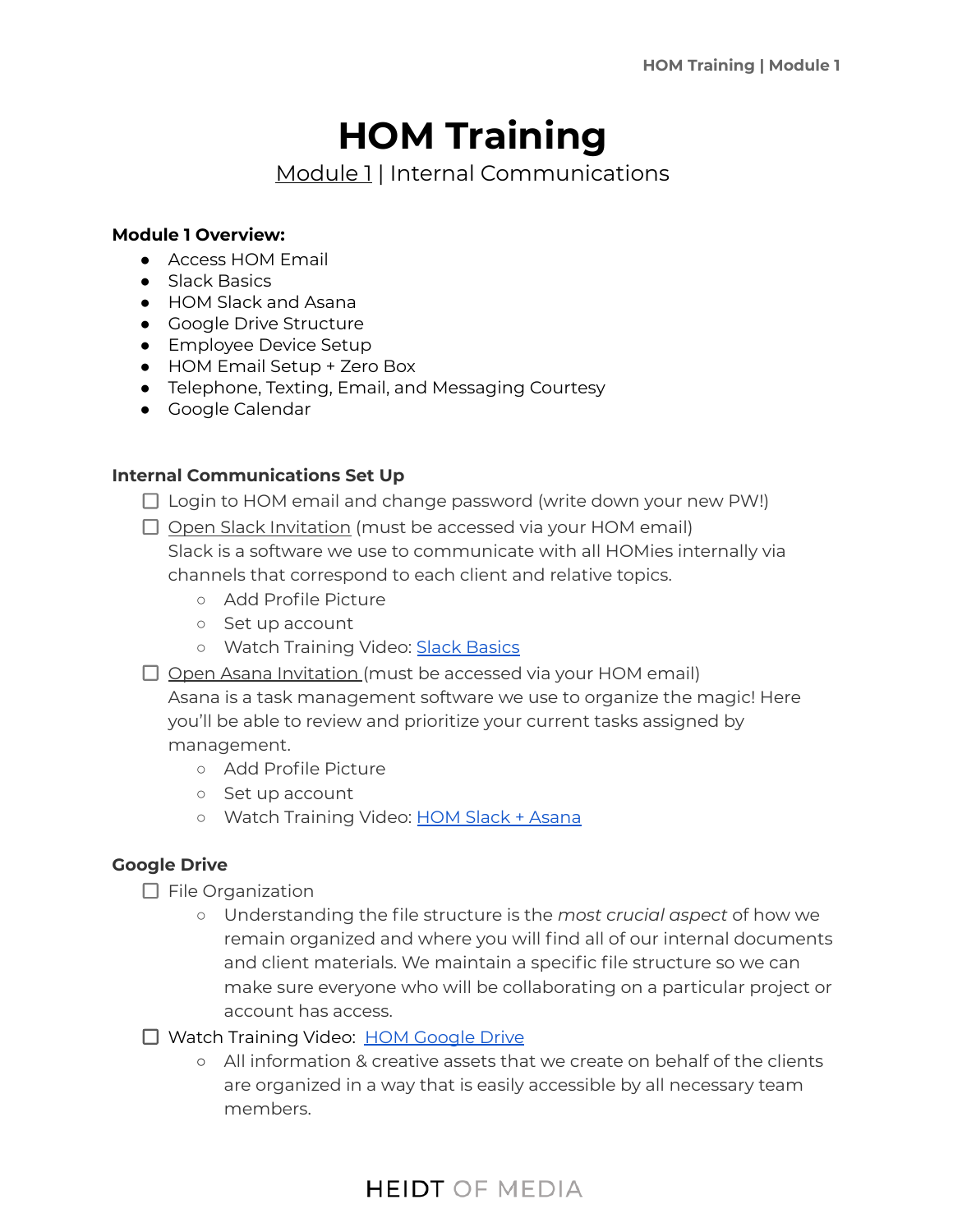# HOM Training

Module 1 | Internal Communications

**Module 1 Overview:**

- Access HOM Email
- Slack Basics
- HOM Slack and Asana
- Google Drive Structure
- Employee Device Setup
- HOM Email Setup + Zero Box
- Telephone, Texting, Email, and Messaging Courtesy
- Google Calendar

**Internal Communications Set Up**

- [ ] Login to HOM email and change password (write down your new PW!)
- [ ] Open Slack Invitation (must be accessed via your HOM email)
  Slack is a software we use to communicate with all HOMies internally via channels that correspond to each client and relative topics.
  - Add Profile Picture
  - Set up account
  - Watch Training Video: Slack Basics
- [ ] Open Asana Invitation (must be accessed via your HOM email)
  Asana is a task management software we use to organize the magic! Here you'll be able to review and prioritize your current tasks assigned by management.
  - Add Profile Picture
  - Set up account
  - Watch Training Video: HOM Slack + Asana

**Google Drive**

- [ ] File Organization
  - Understanding the file structure is the *most crucial aspect* of how we remain organized and where you will find all of our internal documents and client materials. We maintain a specific file structure so we can make sure everyone who will be collaborating on a particular project or account has access.
- [ ] Watch Training Video: HOM Google Drive
  - All information & creative assets that we create on behalf of the clients are organized in a way that is easily accessible by all necessary team members.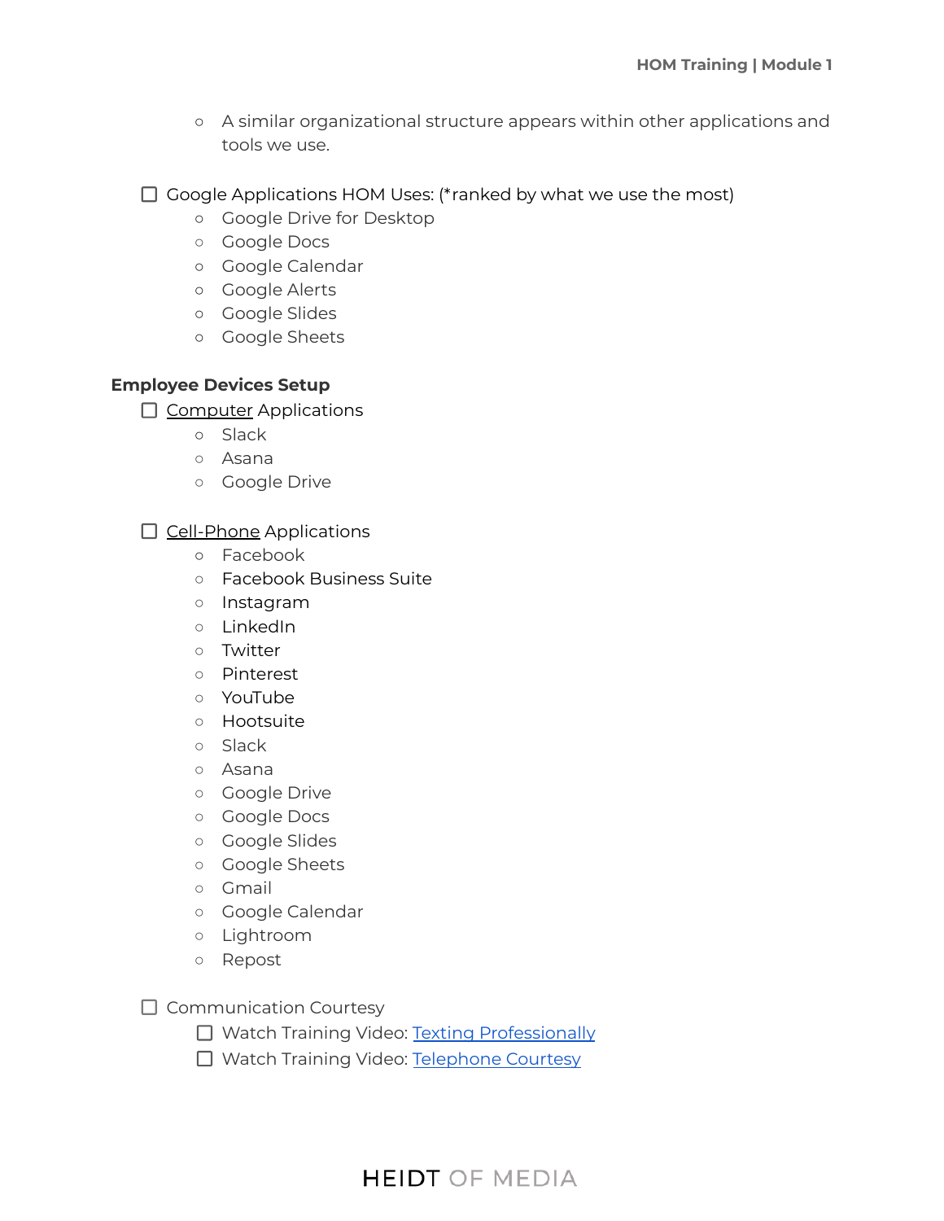- A similar organizational structure appears within other applications and tools we use.

- [ ] Google Applications HOM Uses: (*ranked by what we use the most)
    - Google Drive for Desktop
    - Google Docs
    - Google Calendar
    - Google Alerts
    - Google Slides
    - Google Sheets

**Employee Devices Setup**

- [ ] <u>Computer</u> Applications
    - Slack
    - Asana
    - Google Drive

- [ ] <u>Cell-Phone</u> Applications
    - Facebook
    - Facebook Business Suite
    - Instagram
    - LinkedIn
    - Twitter
    - Pinterest
    - YouTube
    - Hootsuite
    - Slack
    - Asana
    - Google Drive
    - Google Docs
    - Google Slides
    - Google Sheets
    - Gmail
    - Google Calendar
    - Lightroom
    - Repost

- [ ] Communication Courtesy
    - [ ] Watch Training Video: Texting Professionally
    - [ ] Watch Training Video: Telephone Courtesy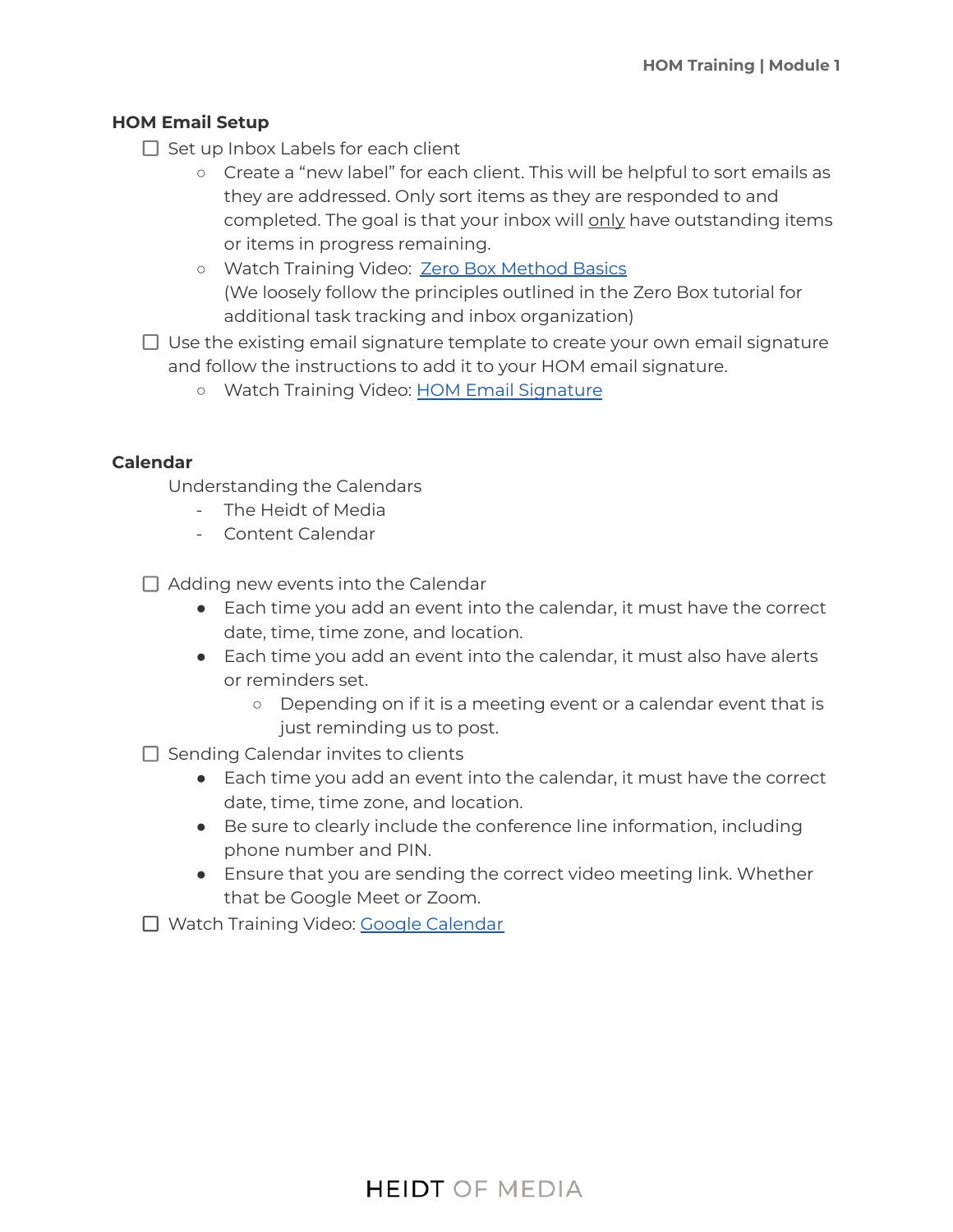### HOM Email Setup

- [ ] Set up Inbox Labels for each client
    - Create a "new label" for each client. This will be helpful to sort emails as they are addressed. Only sort items as they are responded to and completed. The goal is that your inbox will <u>only</u> have outstanding items or items in progress remaining.
    - Watch Training Video: [Zero Box Method Basics]()
      (We loosely follow the principles outlined in the Zero Box tutorial for additional task tracking and inbox organization)
- [ ] Use the existing email signature template to create your own email signature and follow the instructions to add it to your HOM email signature.
    - Watch Training Video: [HOM Email Signature]()

### Calendar

Understanding the Calendars

- The Heidt of Media
- Content Calendar

- [ ] Adding new events into the Calendar
    - Each time you add an event into the calendar, it must have the correct date, time, time zone, and location.
    - Each time you add an event into the calendar, it must also have alerts or reminders set.
        - Depending on if it is a meeting event or a calendar event that is just reminding us to post.
- [ ] Sending Calendar invites to clients
    - Each time you add an event into the calendar, it must have the correct date, time, time zone, and location.
    - Be sure to clearly include the conference line information, including phone number and PIN.
    - Ensure that you are sending the correct video meeting link. Whether that be Google Meet or Zoom.
- [ ] Watch Training Video: [Google Calendar]()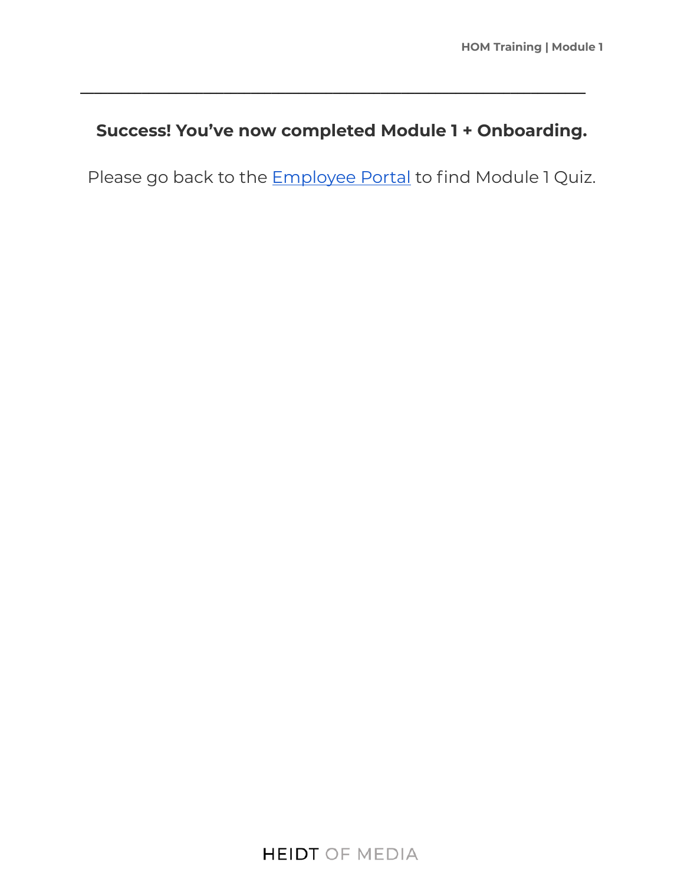**Success! You've now completed Module 1 + Onboarding.**

Please go back to the Employee Portal to find Module 1 Quiz.